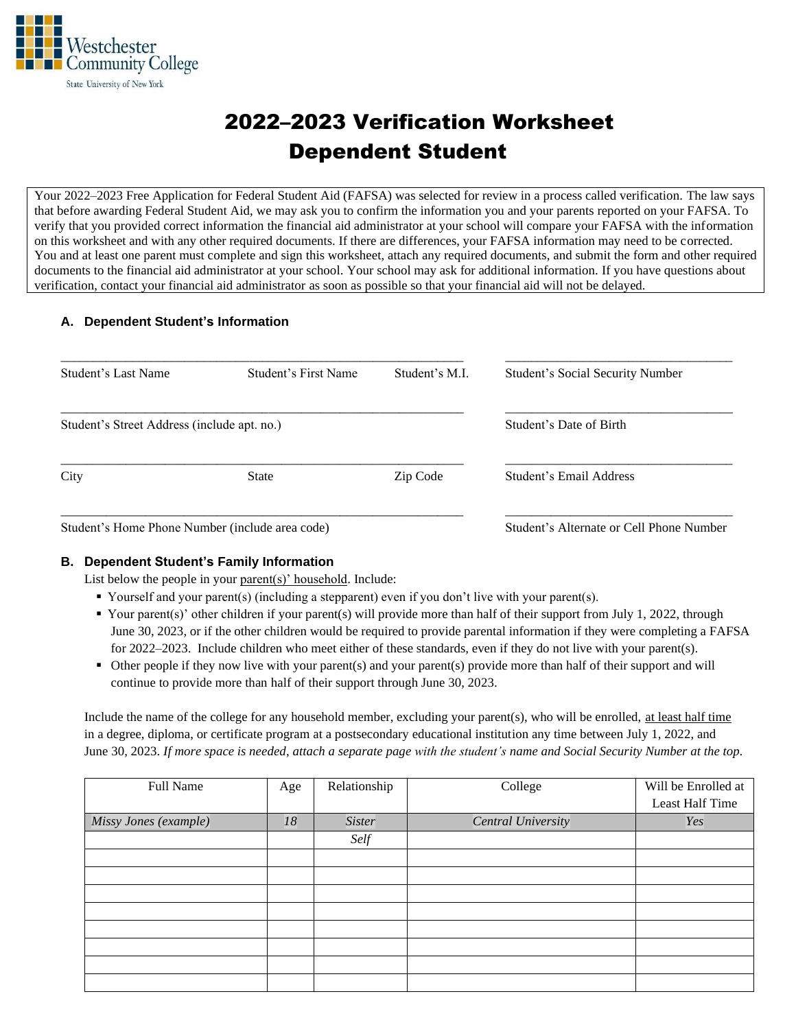Westchester Community College

State University of New York

# 2022–2023 Verification Worksheet
# Dependent Student

Your 2022–2023 Free Application for Federal Student Aid (FAFSA) was selected for review in a process called verification. The law says that before awarding Federal Student Aid, we may ask you to confirm the information you and your parents reported on your FAFSA. To verify that you provided correct information the financial aid administrator at your school will compare your FAFSA with the information on this worksheet and with any other required documents. If there are differences, your FAFSA information may need to be corrected. You and at least one parent must complete and sign this worksheet, attach any required documents, and submit the form and other required documents to the financial aid administrator at your school. Your school may ask for additional information. If you have questions about verification, contact your financial aid administrator as soon as possible so that your financial aid will not be delayed.

### A. Dependent Student's Information

_______________________________________________ _______________________________
Student's Last Name Student's First Name Student's M.I. Student's Social Security Number

_______________________________________________ _______________________________
Student's Street Address (include apt. no.) Student's Date of Birth

_______________________________________________ _______________________________
City State Zip Code Student's Email Address

_______________________________________________ _______________________________
Student's Home Phone Number (include area code) Student's Alternate or Cell Phone Number

### B. Dependent Student's Family Information

List below the people in your parent(s)' household. Include:

- Yourself and your parent(s) (including a stepparent) even if you don't live with your parent(s).
- Your parent(s)' other children if your parent(s) will provide more than half of their support from July 1, 2022, through June 30, 2023, or if the other children would be required to provide parental information if they were completing a FAFSA for 2022–2023. Include children who meet either of these standards, even if they do not live with your parent(s).
- Other people if they now live with your parent(s) and your parent(s) provide more than half of their support and will continue to provide more than half of their support through June 30, 2023.

Include the name of the college for any household member, excluding your parent(s), who will be enrolled, at least half time in a degree, diploma, or certificate program at a postsecondary educational institution any time between July 1, 2022, and June 30, 2023. *If more space is needed, attach a separate page with the student's name and Social Security Number at the top.*

| Full Name | Age | Relationship | College | Will be Enrolled at Least Half Time |
|---|---|---|---|---|
| *Missy Jones (example)* | *18* | *Sister* | *Central University* | *Yes* |
| | | *Self* | | |
| | | | | |
| | | | | |
| | | | | |
| | | | | |
| | | | | |
| | | | | |
| | | | | |
| | | | | |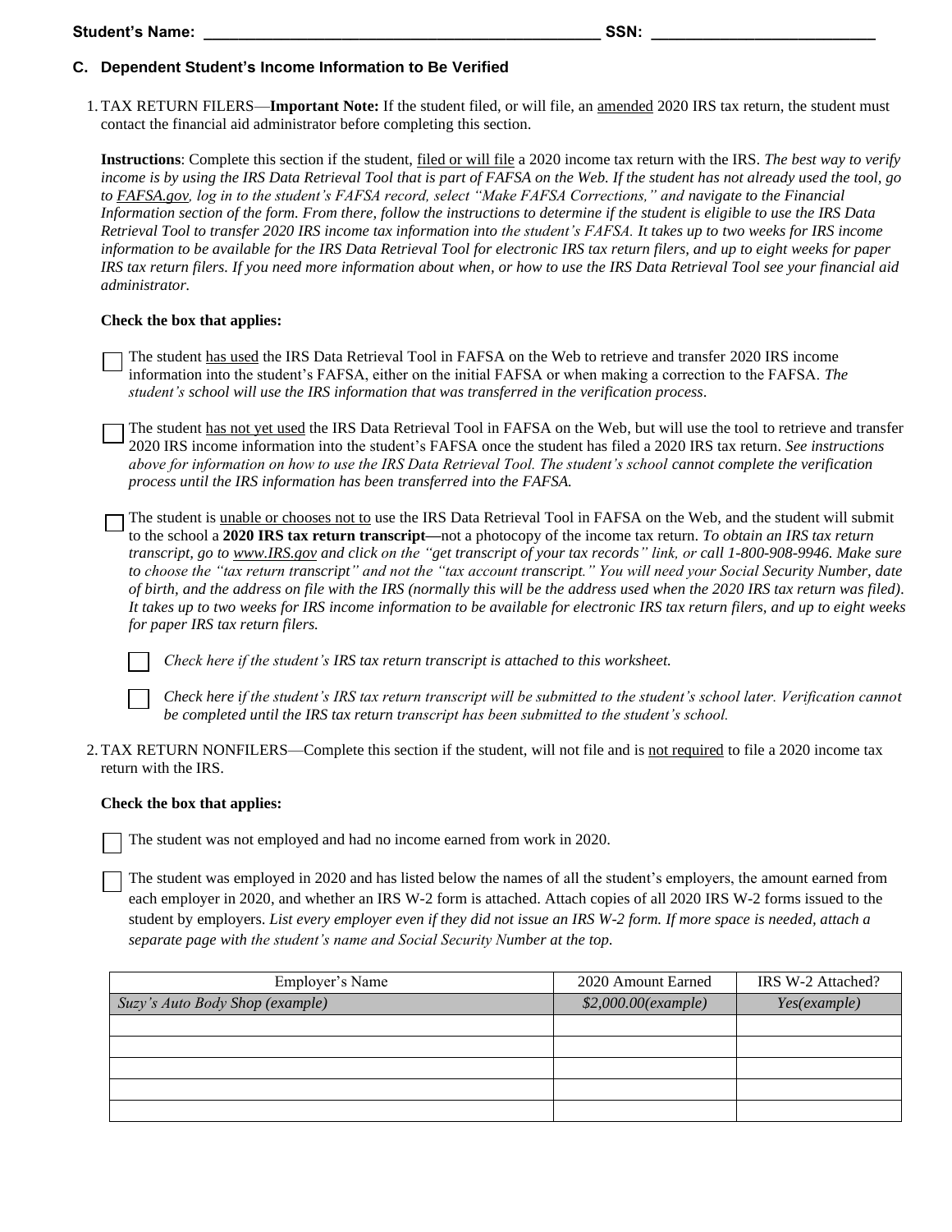**Student's Name: \_\_\_\_\_\_\_\_\_\_\_\_\_\_\_\_\_\_\_\_\_\_\_\_\_\_\_\_\_\_\_\_\_\_\_\_\_\_\_\_\_\_\_\_\_\_\_\_ SSN: \_\_\_\_\_\_\_\_\_\_\_\_\_\_\_\_\_\_\_\_\_\_\_\_\_\_\_**

## C. Dependent Student's Income Information to Be Verified

1. TAX RETURN FILERS—**Important Note:** If the student filed, or will file, an amended 2020 IRS tax return, the student must contact the financial aid administrator before completing this section.

   **Instructions**: Complete this section if the student, filed or will file a 2020 income tax return with the IRS. *The best way to verify income is by using the IRS Data Retrieval Tool that is part of FAFSA on the Web. If the student has not already used the tool, go to FAFSA.gov, log in to the student's FAFSA record, select "Make FAFSA Corrections," and navigate to the Financial Information section of the form. From there, follow the instructions to determine if the student is eligible to use the IRS Data Retrieval Tool to transfer 2020 IRS income tax information into the student's FAFSA. It takes up to two weeks for IRS income information to be available for the IRS Data Retrieval Tool for electronic IRS tax return filers, and up to eight weeks for paper IRS tax return filers. If you need more information about when, or how to use the IRS Data Retrieval Tool see your financial aid administrator.*

   **Check the box that applies:**

   ☐ The student has used the IRS Data Retrieval Tool in FAFSA on the Web to retrieve and transfer 2020 IRS income information into the student's FAFSA, either on the initial FAFSA or when making a correction to the FAFSA. *The student's school will use the IRS information that was transferred in the verification process.*

   ☐ The student has not yet used the IRS Data Retrieval Tool in FAFSA on the Web, but will use the tool to retrieve and transfer 2020 IRS income information into the student's FAFSA once the student has filed a 2020 IRS tax return. *See instructions above for information on how to use the IRS Data Retrieval Tool. The student's school cannot complete the verification process until the IRS information has been transferred into the FAFSA.*

   ☐ The student is unable or chooses not to use the IRS Data Retrieval Tool in FAFSA on the Web, and the student will submit to the school a **2020 IRS tax return transcript—**not a photocopy of the income tax return. *To obtain an IRS tax return transcript, go to www.IRS.gov and click on the "get transcript of your tax records" link, or call 1-800-908-9946. Make sure to choose the "tax return transcript" and not the "tax account transcript." You will need your Social Security Number, date of birth, and the address on file with the IRS (normally this will be the address used when the 2020 IRS tax return was filed). It takes up to two weeks for IRS income information to be available for electronic IRS tax return filers, and up to eight weeks for paper IRS tax return filers.*

   ☐ *Check here if the student's IRS tax return transcript is attached to this worksheet.*

   ☐ *Check here if the student's IRS tax return transcript will be submitted to the student's school later. Verification cannot be completed until the IRS tax return transcript has been submitted to the student's school.*

2. TAX RETURN NONFILERS—Complete this section if the student, will not file and is not required to file a 2020 income tax return with the IRS.

   **Check the box that applies:**

   ☐ The student was not employed and had no income earned from work in 2020.

   ☐ The student was employed in 2020 and has listed below the names of all the student's employers, the amount earned from each employer in 2020, and whether an IRS W-2 form is attached. Attach copies of all 2020 IRS W-2 forms issued to the student by employers. *List every employer even if they did not issue an IRS W-2 form. If more space is needed, attach a separate page with the student's name and Social Security Number at the top.*

| Employer's Name | 2020 Amount Earned | IRS W-2 Attached? |
|---|---|---|
| *Suzy's Auto Body Shop (example)* | *$2,000.00(example)* | *Yes(example)* |
| | | |
| | | |
| | | |
| | | |
| | | |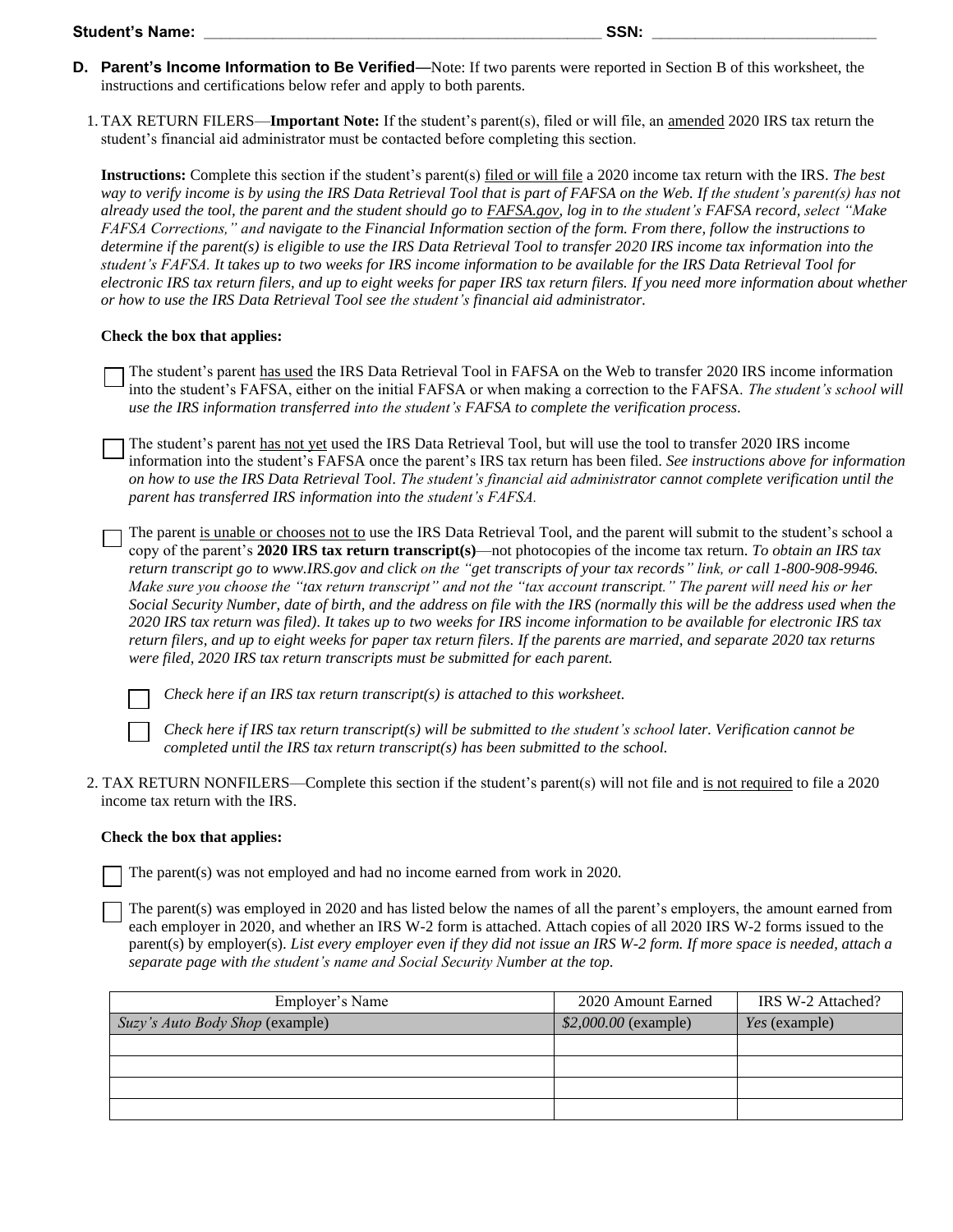**Student's Name:** ______________________________________________ **SSN:** ___________________________

## D. Parent's Income Information to Be Verified—Note: If two parents were reported in Section B of this worksheet, the instructions and certifications below refer and apply to both parents.

1. TAX RETURN FILERS—**Important Note:** If the student's parent(s), filed or will file, an amended 2020 IRS tax return the student's financial aid administrator must be contacted before completing this section.

**Instructions:** Complete this section if the student's parent(s) filed or will file a 2020 income tax return with the IRS. *The best way to verify income is by using the IRS Data Retrieval Tool that is part of FAFSA on the Web. If the student's parent(s) has not already used the tool, the parent and the student should go to FAFSA.gov, log in to the student's FAFSA record, select "Make FAFSA Corrections," and navigate to the Financial Information section of the form. From there, follow the instructions to determine if the parent(s) is eligible to use the IRS Data Retrieval Tool to transfer 2020 IRS income tax information into the student's FAFSA. It takes up to two weeks for IRS income information to be available for the IRS Data Retrieval Tool for electronic IRS tax return filers, and up to eight weeks for paper IRS tax return filers. If you need more information about whether or how to use the IRS Data Retrieval Tool see the student's financial aid administrator.*

**Check the box that applies:**

☐ The student's parent has used the IRS Data Retrieval Tool in FAFSA on the Web to transfer 2020 IRS income information into the student's FAFSA, either on the initial FAFSA or when making a correction to the FAFSA. *The student's school will use the IRS information transferred into the student's FAFSA to complete the verification process.*

☐ The student's parent has not yet used the IRS Data Retrieval Tool, but will use the tool to transfer 2020 IRS income information into the student's FAFSA once the parent's IRS tax return has been filed. *See instructions above for information on how to use the IRS Data Retrieval Tool. The student's financial aid administrator cannot complete verification until the parent has transferred IRS information into the student's FAFSA.*

☐ The parent is unable or chooses not to use the IRS Data Retrieval Tool, and the parent will submit to the student's school a copy of the parent's **2020 IRS tax return transcript(s)**—not photocopies of the income tax return. *To obtain an IRS tax return transcript go to www.IRS.gov and click on the "get transcripts of your tax records" link, or call 1-800-908-9946. Make sure you choose the "tax return transcript" and not the "tax account transcript." The parent will need his or her Social Security Number, date of birth, and the address on file with the IRS (normally this will be the address used when the 2020 IRS tax return was filed). It takes up to two weeks for IRS income information to be available for electronic IRS tax return filers, and up to eight weeks for paper tax return filers. If the parents are married, and separate 2020 tax returns were filed, 2020 IRS tax return transcripts must be submitted for each parent.*

☐ *Check here if an IRS tax return transcript(s) is attached to this worksheet.*

☐ *Check here if IRS tax return transcript(s) will be submitted to the student's school later. Verification cannot be completed until the IRS tax return transcript(s) has been submitted to the school.*

2. TAX RETURN NONFILERS—Complete this section if the student's parent(s) will not file and is not required to file a 2020 income tax return with the IRS.

**Check the box that applies:**

☐ The parent(s) was not employed and had no income earned from work in 2020.

☐ The parent(s) was employed in 2020 and has listed below the names of all the parent's employers, the amount earned from each employer in 2020, and whether an IRS W-2 form is attached. Attach copies of all 2020 IRS W-2 forms issued to the parent(s) by employer(s). *List every employer even if they did not issue an IRS W-2 form. If more space is needed, attach a separate page with the student's name and Social Security Number at the top.*

| Employer's Name | 2020 Amount Earned | IRS W-2 Attached? |
|---|---|---|
| *Suzy's Auto Body Shop* (example) | *$2,000.00* (example) | *Yes* (example) |
| | | |
| | | |
| | | |
| | | |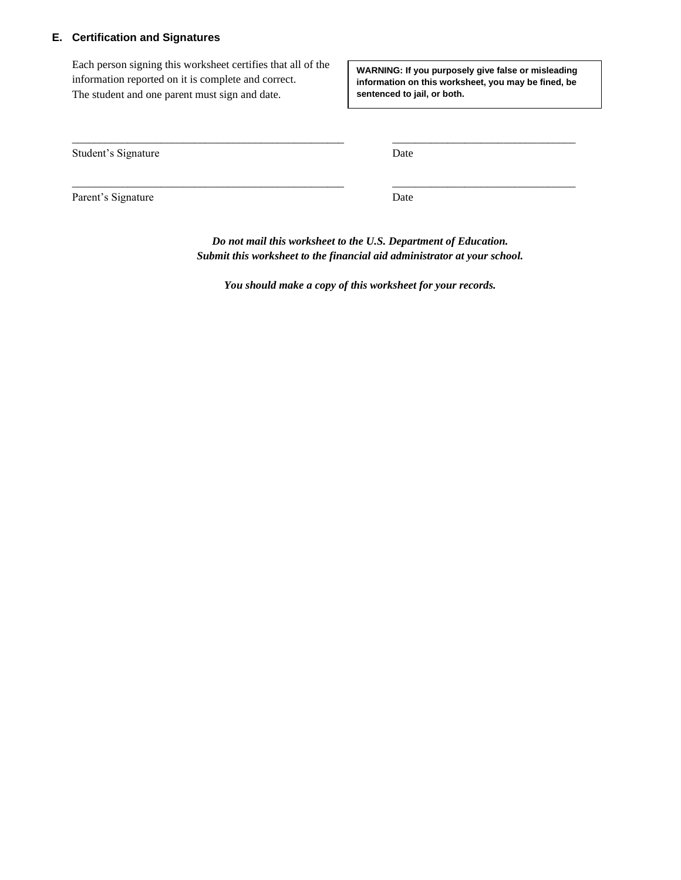## E. Certification and Signatures

Each person signing this worksheet certifies that all of the information reported on it is complete and correct. The student and one parent must sign and date.

**WARNING: If you purposely give false or misleading information on this worksheet, you may be fined, be sentenced to jail, or both.**

\_\_\_\_\_\_\_\_\_\_\_\_\_\_\_\_\_\_\_\_\_\_\_\_\_\_\_\_\_\_\_\_\_\_\_\_\_\_\_\_\_\_\_\_\_\_\_\_  \_\_\_\_\_\_\_\_\_\_\_\_\_\_\_\_\_\_\_\_\_\_\_\_\_\_\_\_\_\_\_\_\_\_

Student's Signature  Date

\_\_\_\_\_\_\_\_\_\_\_\_\_\_\_\_\_\_\_\_\_\_\_\_\_\_\_\_\_\_\_\_\_\_\_\_\_\_\_\_\_\_\_\_\_\_\_\_  \_\_\_\_\_\_\_\_\_\_\_\_\_\_\_\_\_\_\_\_\_\_\_\_\_\_\_\_\_\_\_\_\_\_

Parent's Signature  Date

***Do not mail this worksheet to the U.S. Department of Education.***
***Submit this worksheet to the financial aid administrator at your school.***

***You should make a copy of this worksheet for your records.***